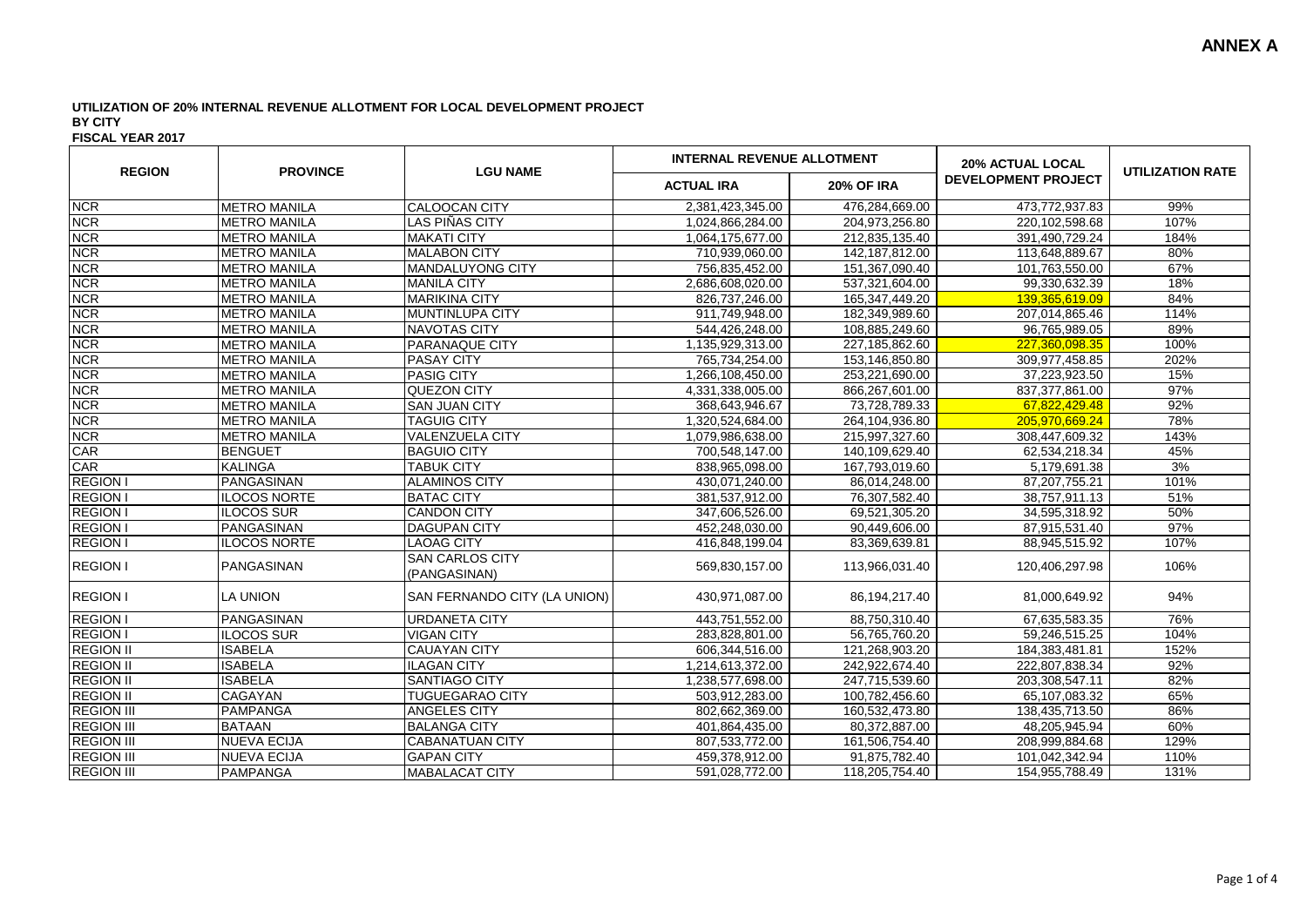**ANNEX A**

**UTILIZATION OF 20% INTERNAL REVENUE ALLOTMENT FOR LOCAL DEVELOPMENT PROJECT**
**BY CITY**
**FISCAL YEAR 2017**

| REGION | PROVINCE | LGU NAME | INTERNAL REVENUE ALLOTMENT | | 20% ACTUAL LOCAL DEVELOPMENT PROJECT | UTILIZATION RATE |
|---|---|---|---|---|---|---|
| | | | ACTUAL IRA | 20% OF IRA | | |
| NCR | METRO MANILA | CALOOCAN CITY | 2,381,423,345.00 | 476,284,669.00 | 473,772,937.83 | 99% |
| NCR | METRO MANILA | LAS PIÑAS CITY | 1,024,866,284.00 | 204,973,256.80 | 220,102,598.68 | 107% |
| NCR | METRO MANILA | MAKATI CITY | 1,064,175,677.00 | 212,835,135.40 | 391,490,729.24 | 184% |
| NCR | METRO MANILA | MALABON CITY | 710,939,060.00 | 142,187,812.00 | 113,648,889.67 | 80% |
| NCR | METRO MANILA | MANDALUYONG CITY | 756,835,452.00 | 151,367,090.40 | 101,763,550.00 | 67% |
| NCR | METRO MANILA | MANILA CITY | 2,686,608,020.00 | 537,321,604.00 | 99,330,632.39 | 18% |
| NCR | METRO MANILA | MARIKINA CITY | 826,737,246.00 | 165,347,449.20 | 139,365,619.09 | 84% |
| NCR | METRO MANILA | MUNTINLUPA CITY | 911,749,948.00 | 182,349,989.60 | 207,014,865.46 | 114% |
| NCR | METRO MANILA | NAVOTAS CITY | 544,426,248.00 | 108,885,249.60 | 96,765,989.05 | 89% |
| NCR | METRO MANILA | PARANAQUE CITY | 1,135,929,313.00 | 227,185,862.60 | 227,360,098.35 | 100% |
| NCR | METRO MANILA | PASAY CITY | 765,734,254.00 | 153,146,850.80 | 309,977,458.85 | 202% |
| NCR | METRO MANILA | PASIG CITY | 1,266,108,450.00 | 253,221,690.00 | 37,223,923.50 | 15% |
| NCR | METRO MANILA | QUEZON CITY | 4,331,338,005.00 | 866,267,601.00 | 837,377,861.00 | 97% |
| NCR | METRO MANILA | SAN JUAN CITY | 368,643,946.67 | 73,728,789.33 | 67,822,429.48 | 92% |
| NCR | METRO MANILA | TAGUIG CITY | 1,320,524,684.00 | 264,104,936.80 | 205,970,669.24 | 78% |
| NCR | METRO MANILA | VALENZUELA CITY | 1,079,986,638.00 | 215,997,327.60 | 308,447,609.32 | 143% |
| CAR | BENGUET | BAGUIO CITY | 700,548,147.00 | 140,109,629.40 | 62,534,218.34 | 45% |
| CAR | KALINGA | TABUK CITY | 838,965,098.00 | 167,793,019.60 | 5,179,691.38 | 3% |
| REGION I | PANGASINAN | ALAMINOS CITY | 430,071,240.00 | 86,014,248.00 | 87,207,755.21 | 101% |
| REGION I | ILOCOS NORTE | BATAC CITY | 381,537,912.00 | 76,307,582.40 | 38,757,911.13 | 51% |
| REGION I | ILOCOS SUR | CANDON CITY | 347,606,526.00 | 69,521,305.20 | 34,595,318.92 | 50% |
| REGION I | PANGASINAN | DAGUPAN CITY | 452,248,030.00 | 90,449,606.00 | 87,915,531.40 | 97% |
| REGION I | ILOCOS NORTE | LAOAG CITY | 416,848,199.04 | 83,369,639.81 | 88,945,515.92 | 107% |
| REGION I | PANGASINAN | SAN CARLOS CITY (PANGASINAN) | 569,830,157.00 | 113,966,031.40 | 120,406,297.98 | 106% |
| REGION I | LA UNION | SAN FERNANDO CITY (LA UNION) | 430,971,087.00 | 86,194,217.40 | 81,000,649.92 | 94% |
| REGION I | PANGASINAN | URDANETA CITY | 443,751,552.00 | 88,750,310.40 | 67,635,583.35 | 76% |
| REGION I | ILOCOS SUR | VIGAN CITY | 283,828,801.00 | 56,765,760.20 | 59,246,515.25 | 104% |
| REGION II | ISABELA | CAUAYAN CITY | 606,344,516.00 | 121,268,903.20 | 184,383,481.81 | 152% |
| REGION II | ISABELA | ILAGAN CITY | 1,214,613,372.00 | 242,922,674.40 | 222,807,838.34 | 92% |
| REGION II | ISABELA | SANTIAGO CITY | 1,238,577,698.00 | 247,715,539.60 | 203,308,547.11 | 82% |
| REGION II | CAGAYAN | TUGUEGARAO CITY | 503,912,283.00 | 100,782,456.60 | 65,107,083.32 | 65% |
| REGION III | PAMPANGA | ANGELES CITY | 802,662,369.00 | 160,532,473.80 | 138,435,713.50 | 86% |
| REGION III | BATAAN | BALANGA CITY | 401,864,435.00 | 80,372,887.00 | 48,205,945.94 | 60% |
| REGION III | NUEVA ECIJA | CABANATUAN CITY | 807,533,772.00 | 161,506,754.40 | 208,999,884.68 | 129% |
| REGION III | NUEVA ECIJA | GAPAN CITY | 459,378,912.00 | 91,875,782.40 | 101,042,342.94 | 110% |
| REGION III | PAMPANGA | MABALACAT CITY | 591,028,772.00 | 118,205,754.40 | 154,955,788.49 | 131% |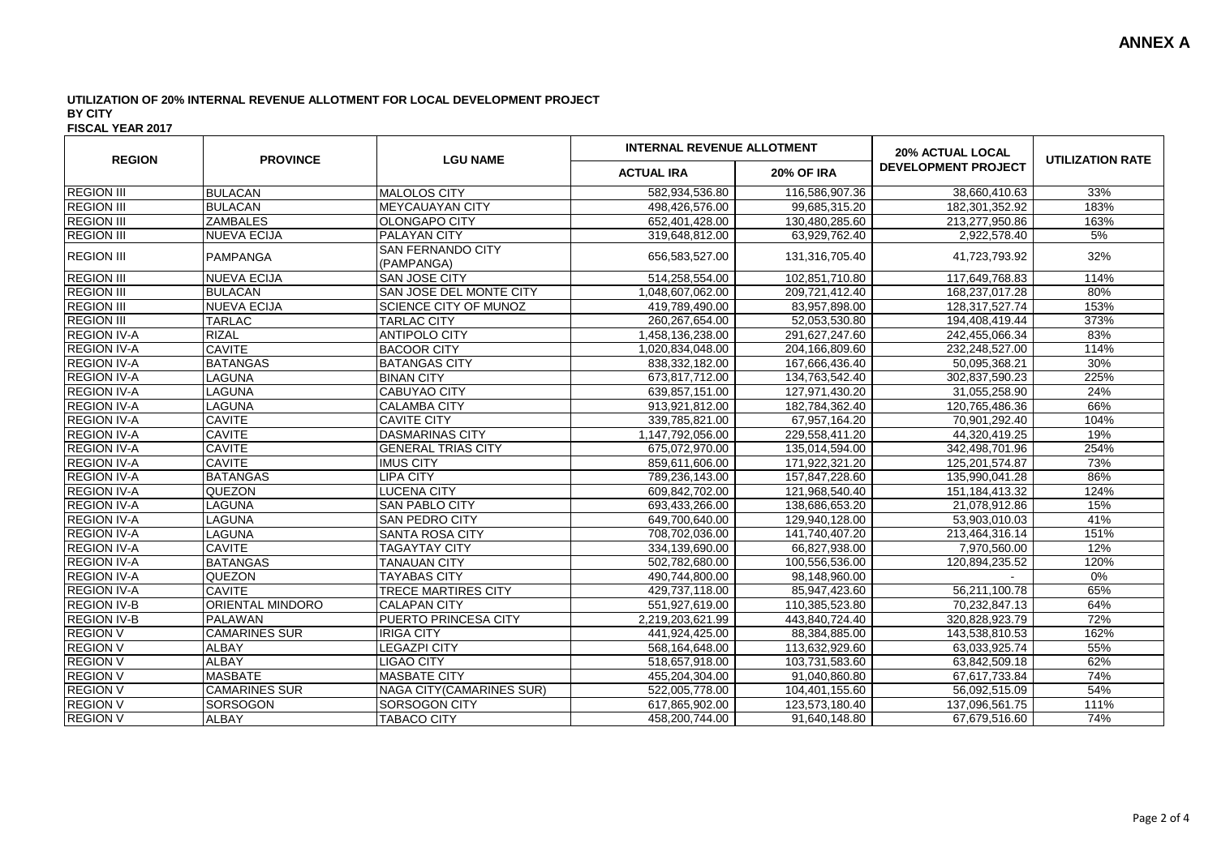**ANNEX A**

**UTILIZATION OF 20% INTERNAL REVENUE ALLOTMENT FOR LOCAL DEVELOPMENT PROJECT**
**BY CITY**
**FISCAL YEAR 2017**

| REGION | PROVINCE | LGU NAME | INTERNAL REVENUE ALLOTMENT | | 20% ACTUAL LOCAL DEVELOPMENT PROJECT | UTILIZATION RATE |
|---|---|---|---|---|---|---|
| | | | ACTUAL IRA | 20% OF IRA | | |
| REGION III | BULACAN | MALOLOS CITY | 582,934,536.80 | 116,586,907.36 | 38,660,410.63 | 33% |
| REGION III | BULACAN | MEYCAUAYAN CITY | 498,426,576.00 | 99,685,315.20 | 182,301,352.92 | 183% |
| REGION III | ZAMBALES | OLONGAPO CITY | 652,401,428.00 | 130,480,285.60 | 213,277,950.86 | 163% |
| REGION III | NUEVA ECIJA | PALAYAN CITY | 319,648,812.00 | 63,929,762.40 | 2,922,578.40 | 5% |
| REGION III | PAMPANGA | SAN FERNANDO CITY (PAMPANGA) | 656,583,527.00 | 131,316,705.40 | 41,723,793.92 | 32% |
| REGION III | NUEVA ECIJA | SAN JOSE CITY | 514,258,554.00 | 102,851,710.80 | 117,649,768.83 | 114% |
| REGION III | BULACAN | SAN JOSE DEL MONTE CITY | 1,048,607,062.00 | 209,721,412.40 | 168,237,017.28 | 80% |
| REGION III | NUEVA ECIJA | SCIENCE CITY OF MUNOZ | 419,789,490.00 | 83,957,898.00 | 128,317,527.74 | 153% |
| REGION III | TARLAC | TARLAC CITY | 260,267,654.00 | 52,053,530.80 | 194,408,419.44 | 373% |
| REGION IV-A | RIZAL | ANTIPOLO CITY | 1,458,136,238.00 | 291,627,247.60 | 242,455,066.34 | 83% |
| REGION IV-A | CAVITE | BACOOR CITY | 1,020,834,048.00 | 204,166,809.60 | 232,248,527.00 | 114% |
| REGION IV-A | BATANGAS | BATANGAS CITY | 838,332,182.00 | 167,666,436.40 | 50,095,368.21 | 30% |
| REGION IV-A | LAGUNA | BINAN CITY | 673,817,712.00 | 134,763,542.40 | 302,837,590.23 | 225% |
| REGION IV-A | LAGUNA | CABUYAO CITY | 639,857,151.00 | 127,971,430.20 | 31,055,258.90 | 24% |
| REGION IV-A | LAGUNA | CALAMBA CITY | 913,921,812.00 | 182,784,362.40 | 120,765,486.36 | 66% |
| REGION IV-A | CAVITE | CAVITE CITY | 339,785,821.00 | 67,957,164.20 | 70,901,292.40 | 104% |
| REGION IV-A | CAVITE | DASMARINAS CITY | 1,147,792,056.00 | 229,558,411.20 | 44,320,419.25 | 19% |
| REGION IV-A | CAVITE | GENERAL TRIAS CITY | 675,072,970.00 | 135,014,594.00 | 342,498,701.96 | 254% |
| REGION IV-A | CAVITE | IMUS CITY | 859,611,606.00 | 171,922,321.20 | 125,201,574.87 | 73% |
| REGION IV-A | BATANGAS | LIPA CITY | 789,236,143.00 | 157,847,228.60 | 135,990,041.28 | 86% |
| REGION IV-A | QUEZON | LUCENA CITY | 609,842,702.00 | 121,968,540.40 | 151,184,413.32 | 124% |
| REGION IV-A | LAGUNA | SAN PABLO CITY | 693,433,266.00 | 138,686,653.20 | 21,078,912.86 | 15% |
| REGION IV-A | LAGUNA | SAN PEDRO CITY | 649,700,640.00 | 129,940,128.00 | 53,903,010.03 | 41% |
| REGION IV-A | LAGUNA | SANTA ROSA CITY | 708,702,036.00 | 141,740,407.20 | 213,464,316.14 | 151% |
| REGION IV-A | CAVITE | TAGAYTAY CITY | 334,139,690.00 | 66,827,938.00 | 7,970,560.00 | 12% |
| REGION IV-A | BATANGAS | TANAUAN CITY | 502,782,680.00 | 100,556,536.00 | 120,894,235.52 | 120% |
| REGION IV-A | QUEZON | TAYABAS CITY | 490,744,800.00 | 98,148,960.00 | - | 0% |
| REGION IV-A | CAVITE | TRECE MARTIRES CITY | 429,737,118.00 | 85,947,423.60 | 56,211,100.78 | 65% |
| REGION IV-B | ORIENTAL MINDORO | CALAPAN CITY | 551,927,619.00 | 110,385,523.80 | 70,232,847.13 | 64% |
| REGION IV-B | PALAWAN | PUERTO PRINCESA CITY | 2,219,203,621.99 | 443,840,724.40 | 320,828,923.79 | 72% |
| REGION V | CAMARINES SUR | IRIGA CITY | 441,924,425.00 | 88,384,885.00 | 143,538,810.53 | 162% |
| REGION V | ALBAY | LEGAZPI CITY | 568,164,648.00 | 113,632,929.60 | 63,033,925.74 | 55% |
| REGION V | ALBAY | LIGAO CITY | 518,657,918.00 | 103,731,583.60 | 63,842,509.18 | 62% |
| REGION V | MASBATE | MASBATE CITY | 455,204,304.00 | 91,040,860.80 | 67,617,733.84 | 74% |
| REGION V | CAMARINES SUR | NAGA CITY(CAMARINES SUR) | 522,005,778.00 | 104,401,155.60 | 56,092,515.09 | 54% |
| REGION V | SORSOGON | SORSOGON CITY | 617,865,902.00 | 123,573,180.40 | 137,096,561.75 | 111% |
| REGION V | ALBAY | TABACO CITY | 458,200,744.00 | 91,640,148.80 | 67,679,516.60 | 74% |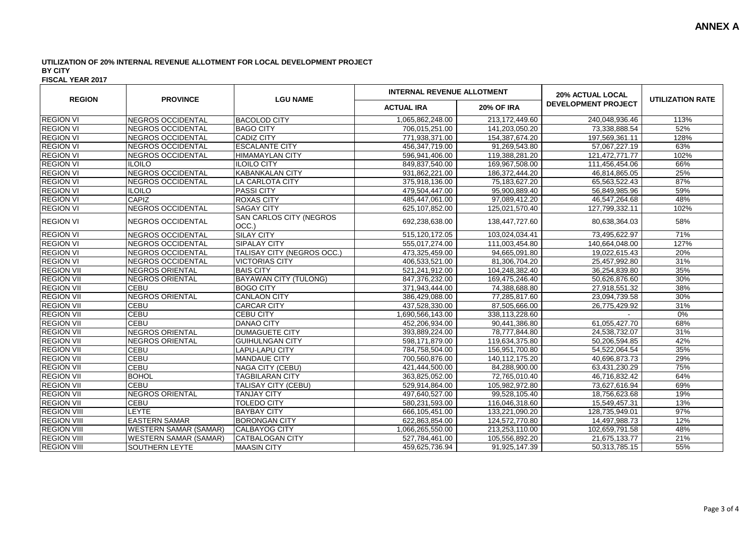# ANNEX A

**UTILIZATION OF 20% INTERNAL REVENUE ALLOTMENT FOR LOCAL DEVELOPMENT PROJECT**
**BY CITY**
**FISCAL YEAR 2017**

| REGION | PROVINCE | LGU NAME | INTERNAL REVENUE ALLOTMENT | | 20% ACTUAL LOCAL DEVELOPMENT PROJECT | UTILIZATION RATE |
|---|---|---|---|---|---|---|
| | | | ACTUAL IRA | 20% OF IRA | | |
| REGION VI | NEGROS OCCIDENTAL | BACOLOD CITY | 1,065,862,248.00 | 213,172,449.60 | 240,048,936.46 | 113% |
| REGION VI | NEGROS OCCIDENTAL | BAGO CITY | 706,015,251.00 | 141,203,050.20 | 73,338,888.54 | 52% |
| REGION VI | NEGROS OCCIDENTAL | CADIZ CITY | 771,938,371.00 | 154,387,674.20 | 197,569,361.11 | 128% |
| REGION VI | NEGROS OCCIDENTAL | ESCALANTE CITY | 456,347,719.00 | 91,269,543.80 | 57,067,227.19 | 63% |
| REGION VI | NEGROS OCCIDENTAL | HIMAMAYLAN CITY | 596,941,406.00 | 119,388,281.20 | 121,472,771.77 | 102% |
| REGION VI | ILOILO | ILOILO CITY | 849,837,540.00 | 169,967,508.00 | 111,456,454.06 | 66% |
| REGION VI | NEGROS OCCIDENTAL | KABANKALAN CITY | 931,862,221.00 | 186,372,444.20 | 46,814,865.05 | 25% |
| REGION VI | NEGROS OCCIDENTAL | LA CARLOTA CITY | 375,918,136.00 | 75,183,627.20 | 65,563,522.43 | 87% |
| REGION VI | ILOILO | PASSI CITY | 479,504,447.00 | 95,900,889.40 | 56,849,985.96 | 59% |
| REGION VI | CAPIZ | ROXAS CITY | 485,447,061.00 | 97,089,412.20 | 46,547,264.68 | 48% |
| REGION VI | NEGROS OCCIDENTAL | SAGAY CITY | 625,107,852.00 | 125,021,570.40 | 127,799,332.11 | 102% |
| REGION VI | NEGROS OCCIDENTAL | SAN CARLOS CITY (NEGROS OCC.) | 692,238,638.00 | 138,447,727.60 | 80,638,364.03 | 58% |
| REGION VI | NEGROS OCCIDENTAL | SILAY CITY | 515,120,172.05 | 103,024,034.41 | 73,495,622.97 | 71% |
| REGION VI | NEGROS OCCIDENTAL | SIPALAY CITY | 555,017,274.00 | 111,003,454.80 | 140,664,048.00 | 127% |
| REGION VI | NEGROS OCCIDENTAL | TALISAY CITY (NEGROS OCC.) | 473,325,459.00 | 94,665,091.80 | 19,022,615.43 | 20% |
| REGION VI | NEGROS OCCIDENTAL | VICTORIAS CITY | 406,533,521.00 | 81,306,704.20 | 25,457,992.80 | 31% |
| REGION VII | NEGROS ORIENTAL | BAIS CITY | 521,241,912.00 | 104,248,382.40 | 36,254,839.80 | 35% |
| REGION VII | NEGROS ORIENTAL | BAYAWAN CITY (TULONG) | 847,376,232.00 | 169,475,246.40 | 50,626,876.60 | 30% |
| REGION VII | CEBU | BOGO CITY | 371,943,444.00 | 74,388,688.80 | 27,918,551.32 | 38% |
| REGION VII | NEGROS ORIENTAL | CANLAON CITY | 386,429,088.00 | 77,285,817.60 | 23,094,739.58 | 30% |
| REGION VII | CEBU | CARCAR CITY | 437,528,330.00 | 87,505,666.00 | 26,775,429.92 | 31% |
| REGION VII | CEBU | CEBU CITY | 1,690,566,143.00 | 338,113,228.60 | - | 0% |
| REGION VII | CEBU | DANAO CITY | 452,206,934.00 | 90,441,386.80 | 61,055,427.70 | 68% |
| REGION VII | NEGROS ORIENTAL | DUMAGUETE CITY | 393,889,224.00 | 78,777,844.80 | 24,538,732.07 | 31% |
| REGION VII | NEGROS ORIENTAL | GUIHULNGAN CITY | 598,171,879.00 | 119,634,375.80 | 50,206,594.85 | 42% |
| REGION VII | CEBU | LAPU-LAPU CITY | 784,758,504.00 | 156,951,700.80 | 54,522,064.54 | 35% |
| REGION VII | CEBU | MANDAUE CITY | 700,560,876.00 | 140,112,175.20 | 40,696,873.73 | 29% |
| REGION VII | CEBU | NAGA CITY (CEBU) | 421,444,500.00 | 84,288,900.00 | 63,431,230.29 | 75% |
| REGION VII | BOHOL | TAGBILARAN CITY | 363,825,052.00 | 72,765,010.40 | 46,716,832.42 | 64% |
| REGION VII | CEBU | TALISAY CITY (CEBU) | 529,914,864.00 | 105,982,972.80 | 73,627,616.94 | 69% |
| REGION VII | NEGROS ORIENTAL | TANJAY CITY | 497,640,527.00 | 99,528,105.40 | 18,756,623.68 | 19% |
| REGION VII | CEBU | TOLEDO CITY | 580,231,593.00 | 116,046,318.60 | 15,549,457.31 | 13% |
| REGION VIII | LEYTE | BAYBAY CITY | 666,105,451.00 | 133,221,090.20 | 128,735,949.01 | 97% |
| REGION VIII | EASTERN SAMAR | BORONGAN CITY | 622,863,854.00 | 124,572,770.80 | 14,497,988.73 | 12% |
| REGION VIII | WESTERN SAMAR (SAMAR) | CALBAYOG CITY | 1,066,265,550.00 | 213,253,110.00 | 102,659,791.58 | 48% |
| REGION VIII | WESTERN SAMAR (SAMAR) | CATBALOGAN CITY | 527,784,461.00 | 105,556,892.20 | 21,675,133.77 | 21% |
| REGION VIII | SOUTHERN LEYTE | MAASIN CITY | 459,625,736.94 | 91,925,147.39 | 50,313,785.15 | 55% |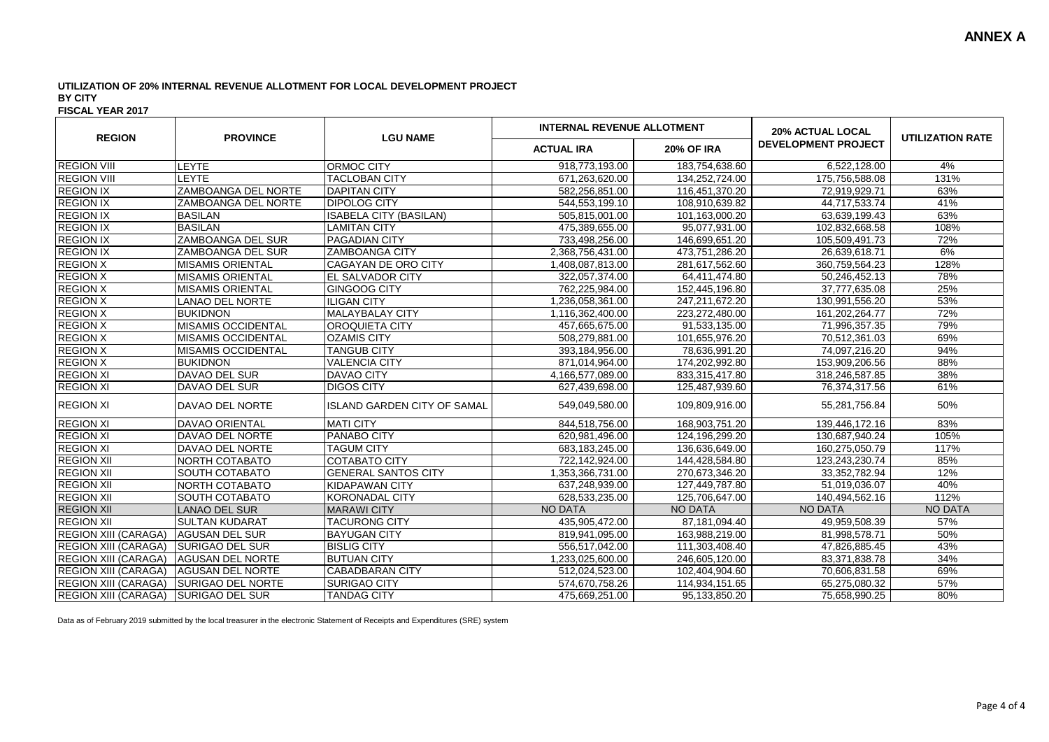**ANNEX A**

**UTILIZATION OF 20% INTERNAL REVENUE ALLOTMENT FOR LOCAL DEVELOPMENT PROJECT**
**BY CITY**
**FISCAL YEAR 2017**

| REGION | PROVINCE | LGU NAME | INTERNAL REVENUE ALLOTMENT | | 20% ACTUAL LOCAL DEVELOPMENT PROJECT | UTILIZATION RATE |
|---|---|---|---|---|---|---|
| | | | ACTUAL IRA | 20% OF IRA | | |
| REGION VIII | LEYTE | ORMOC CITY | 918,773,193.00 | 183,754,638.60 | 6,522,128.00 | 4% |
| REGION VIII | LEYTE | TACLOBAN CITY | 671,263,620.00 | 134,252,724.00 | 175,756,588.08 | 131% |
| REGION IX | ZAMBOANGA DEL NORTE | DAPITAN CITY | 582,256,851.00 | 116,451,370.20 | 72,919,929.71 | 63% |
| REGION IX | ZAMBOANGA DEL NORTE | DIPOLOG CITY | 544,553,199.10 | 108,910,639.82 | 44,717,533.74 | 41% |
| REGION IX | BASILAN | ISABELA CITY (BASILAN) | 505,815,001.00 | 101,163,000.20 | 63,639,199.43 | 63% |
| REGION IX | BASILAN | LAMITAN CITY | 475,389,655.00 | 95,077,931.00 | 102,832,668.58 | 108% |
| REGION IX | ZAMBOANGA DEL SUR | PAGADIAN CITY | 733,498,256.00 | 146,699,651.20 | 105,509,491.73 | 72% |
| REGION IX | ZAMBOANGA DEL SUR | ZAMBOANGA CITY | 2,368,756,431.00 | 473,751,286.20 | 26,639,618.71 | 6% |
| REGION X | MISAMIS ORIENTAL | CAGAYAN DE ORO CITY | 1,408,087,813.00 | 281,617,562.60 | 360,759,564.23 | 128% |
| REGION X | MISAMIS ORIENTAL | EL SALVADOR CITY | 322,057,374.00 | 64,411,474.80 | 50,246,452.13 | 78% |
| REGION X | MISAMIS ORIENTAL | GINGOOG CITY | 762,225,984.00 | 152,445,196.80 | 37,777,635.08 | 25% |
| REGION X | LANAO DEL NORTE | ILIGAN CITY | 1,236,058,361.00 | 247,211,672.20 | 130,991,556.20 | 53% |
| REGION X | BUKIDNON | MALAYBALAY CITY | 1,116,362,400.00 | 223,272,480.00 | 161,202,264.77 | 72% |
| REGION X | MISAMIS OCCIDENTAL | OROQUIETA CITY | 457,665,675.00 | 91,533,135.00 | 71,996,357.35 | 79% |
| REGION X | MISAMIS OCCIDENTAL | OZAMIS CITY | 508,279,881.00 | 101,655,976.20 | 70,512,361.03 | 69% |
| REGION X | MISAMIS OCCIDENTAL | TANGUB CITY | 393,184,956.00 | 78,636,991.20 | 74,097,216.20 | 94% |
| REGION X | BUKIDNON | VALENCIA CITY | 871,014,964.00 | 174,202,992.80 | 153,909,206.56 | 88% |
| REGION XI | DAVAO DEL SUR | DAVAO CITY | 4,166,577,089.00 | 833,315,417.80 | 318,246,587.85 | 38% |
| REGION XI | DAVAO DEL SUR | DIGOS CITY | 627,439,698.00 | 125,487,939.60 | 76,374,317.56 | 61% |
| REGION XI | DAVAO DEL NORTE | ISLAND GARDEN CITY OF SAMAL | 549,049,580.00 | 109,809,916.00 | 55,281,756.84 | 50% |
| REGION XI | DAVAO ORIENTAL | MATI CITY | 844,518,756.00 | 168,903,751.20 | 139,446,172.16 | 83% |
| REGION XI | DAVAO DEL NORTE | PANABO CITY | 620,981,496.00 | 124,196,299.20 | 130,687,940.24 | 105% |
| REGION XI | DAVAO DEL NORTE | TAGUM CITY | 683,183,245.00 | 136,636,649.00 | 160,275,050.79 | 117% |
| REGION XII | NORTH COTABATO | COTABATO CITY | 722,142,924.00 | 144,428,584.80 | 123,243,230.74 | 85% |
| REGION XII | SOUTH COTABATO | GENERAL SANTOS CITY | 1,353,366,731.00 | 270,673,346.20 | 33,352,782.94 | 12% |
| REGION XII | NORTH COTABATO | KIDAPAWAN CITY | 637,248,939.00 | 127,449,787.80 | 51,019,036.07 | 40% |
| REGION XII | SOUTH COTABATO | KORONADAL CITY | 628,533,235.00 | 125,706,647.00 | 140,494,562.16 | 112% |
| REGION XII | LANAO DEL SUR | MARAWI CITY | NO DATA | NO DATA | NO DATA | NO DATA |
| REGION XII | SULTAN KUDARAT | TACURONG CITY | 435,905,472.00 | 87,181,094.40 | 49,959,508.39 | 57% |
| REGION XIII (CARAGA) | AGUSAN DEL SUR | BAYUGAN CITY | 819,941,095.00 | 163,988,219.00 | 81,998,578.71 | 50% |
| REGION XIII (CARAGA) | SURIGAO DEL SUR | BISLIG CITY | 556,517,042.00 | 111,303,408.40 | 47,826,885.45 | 43% |
| REGION XIII (CARAGA) | AGUSAN DEL NORTE | BUTUAN CITY | 1,233,025,600.00 | 246,605,120.00 | 83,371,838.78 | 34% |
| REGION XIII (CARAGA) | AGUSAN DEL NORTE | CABADBARAN CITY | 512,024,523.00 | 102,404,904.60 | 70,606,831.58 | 69% |
| REGION XIII (CARAGA) | SURIGAO DEL NORTE | SURIGAO CITY | 574,670,758.26 | 114,934,151.65 | 65,275,080.32 | 57% |
| REGION XIII (CARAGA) | SURIGAO DEL SUR | TANDAG CITY | 475,669,251.00 | 95,133,850.20 | 75,658,990.25 | 80% |

Data as of February 2019 submitted by the local treasurer in the electronic Statement of Receipts and Expenditures (SRE) system